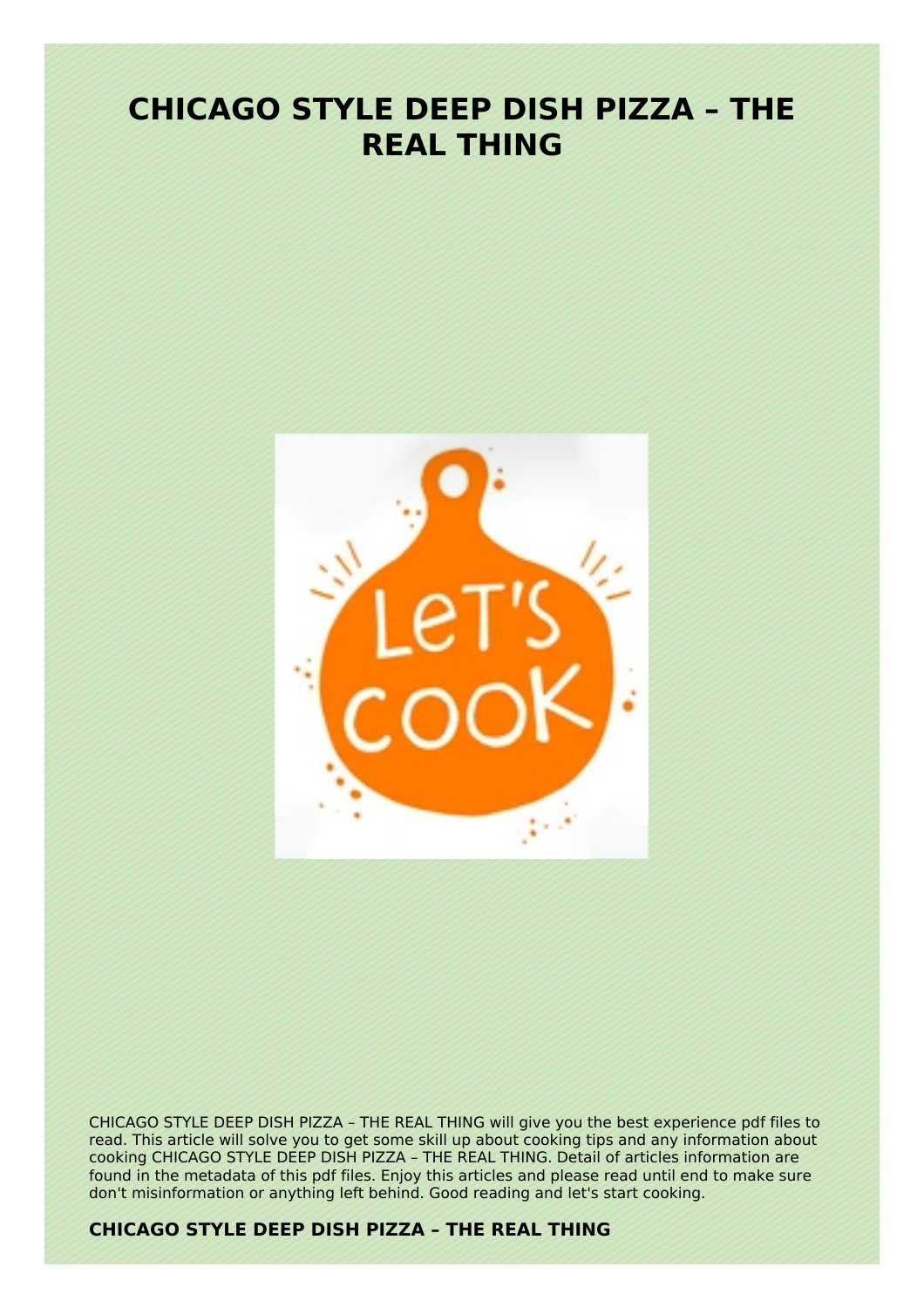# CHICAGO STYLE DEEP DISH PIZZA – THE REAL THING

CHICAGO STYLE DEEP DISH PIZZA – THE REAL THING will give you the best experience pdf files to read. This article will solve you to get some skill up about cooking tips and any information about cooking CHICAGO STYLE DEEP DISH PIZZA – THE REAL THING. Detail of articles information are found in the metadata of this pdf files. Enjoy this articles and please read until end to make sure don't misinformation or anything left behind. Good reading and let's start cooking.

## CHICAGO STYLE DEEP DISH PIZZA – THE REAL THING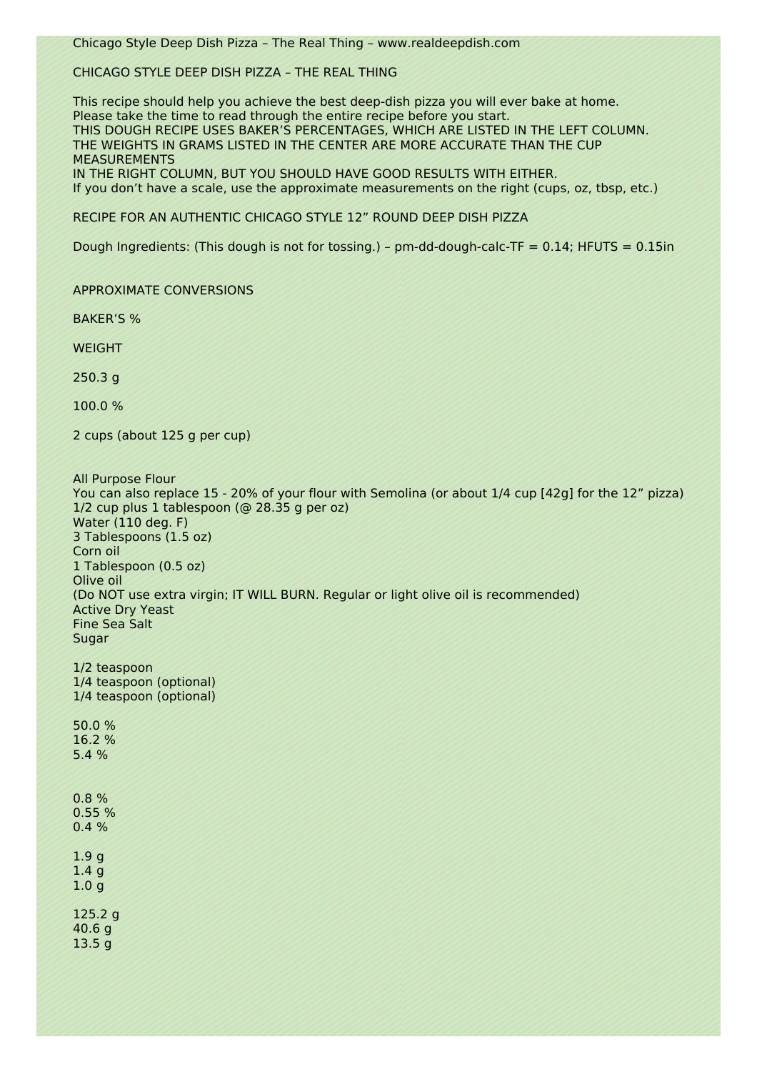Chicago Style Deep Dish Pizza – The Real Thing – www.realdeepdish.com

CHICAGO STYLE DEEP DISH PIZZA – THE REAL THING

This recipe should help you achieve the best deep-dish pizza you will ever bake at home.
Please take the time to read through the entire recipe before you start.
THIS DOUGH RECIPE USES BAKER'S PERCENTAGES, WHICH ARE LISTED IN THE LEFT COLUMN.
THE WEIGHTS IN GRAMS LISTED IN THE CENTER ARE MORE ACCURATE THAN THE CUP MEASUREMENTS
IN THE RIGHT COLUMN, BUT YOU SHOULD HAVE GOOD RESULTS WITH EITHER.
If you don't have a scale, use the approximate measurements on the right (cups, oz, tbsp, etc.)

RECIPE FOR AN AUTHENTIC CHICAGO STYLE 12" ROUND DEEP DISH PIZZA

Dough Ingredients: (This dough is not for tossing.) – pm-dd-dough-calc-TF = 0.14; HFUTS = 0.15in

APPROXIMATE CONVERSIONS

BAKER'S %

WEIGHT

250.3 g

100.0 %

2 cups (about 125 g per cup)

All Purpose Flour
You can also replace 15 - 20% of your flour with Semolina (or about 1/4 cup [42g] for the 12" pizza)
1/2 cup plus 1 tablespoon (@ 28.35 g per oz)
Water (110 deg. F)
3 Tablespoons (1.5 oz)
Corn oil
1 Tablespoon (0.5 oz)
Olive oil
(Do NOT use extra virgin; IT WILL BURN. Regular or light olive oil is recommended)
Active Dry Yeast
Fine Sea Salt
Sugar

1/2 teaspoon
1/4 teaspoon (optional)
1/4 teaspoon (optional)

50.0 %
16.2 %
5.4 %

0.8 %
0.55 %
0.4 %

1.9 g
1.4 g
1.0 g

125.2 g
40.6 g
13.5 g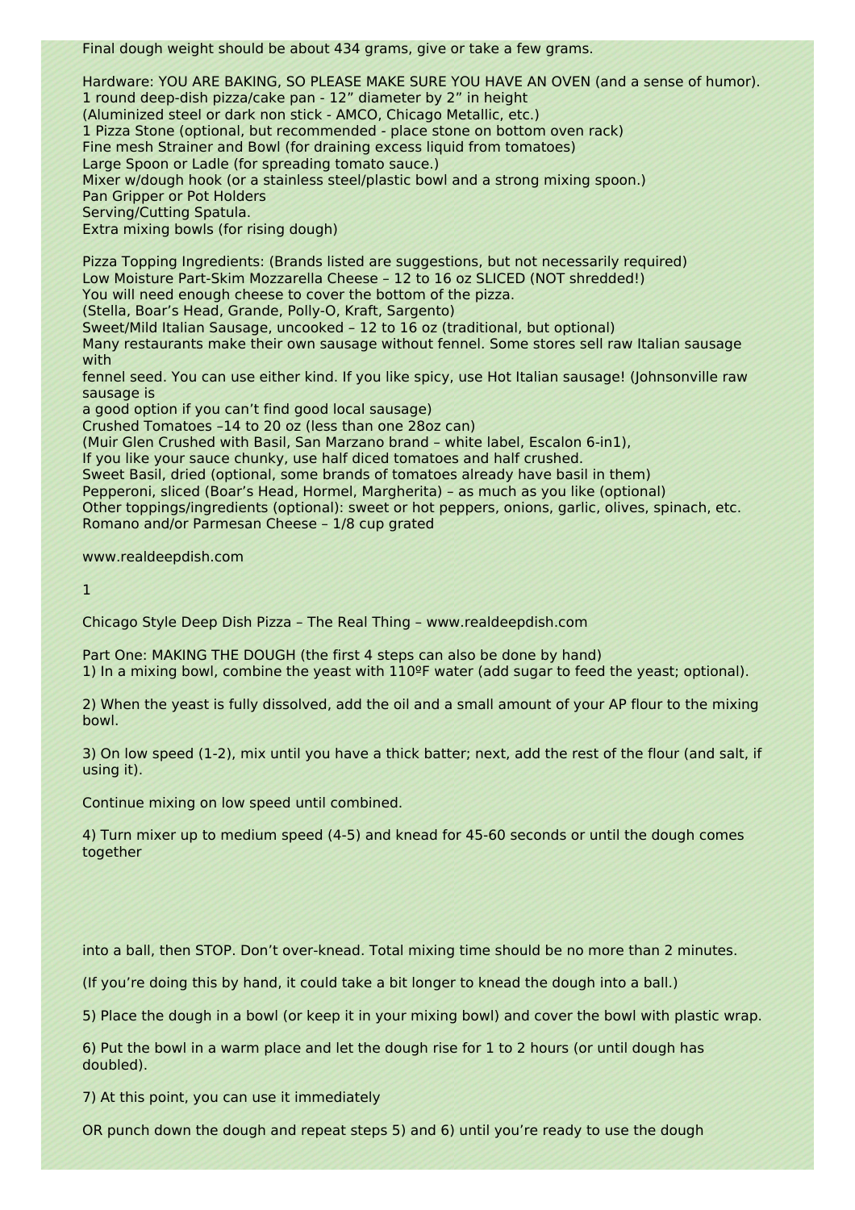Final dough weight should be about 434 grams, give or take a few grams.

Hardware: YOU ARE BAKING, SO PLEASE MAKE SURE YOU HAVE AN OVEN (and a sense of humor).
1 round deep-dish pizza/cake pan - 12" diameter by 2" in height
(Aluminized steel or dark non stick - AMCO, Chicago Metallic, etc.)
1 Pizza Stone (optional, but recommended - place stone on bottom oven rack)
Fine mesh Strainer and Bowl (for draining excess liquid from tomatoes)
Large Spoon or Ladle (for spreading tomato sauce.)
Mixer w/dough hook (or a stainless steel/plastic bowl and a strong mixing spoon.)
Pan Gripper or Pot Holders
Serving/Cutting Spatula.
Extra mixing bowls (for rising dough)

Pizza Topping Ingredients: (Brands listed are suggestions, but not necessarily required)
Low Moisture Part-Skim Mozzarella Cheese – 12 to 16 oz SLICED (NOT shredded!)
You will need enough cheese to cover the bottom of the pizza.
(Stella, Boar's Head, Grande, Polly-O, Kraft, Sargento)
Sweet/Mild Italian Sausage, uncooked – 12 to 16 oz (traditional, but optional)
Many restaurants make their own sausage without fennel. Some stores sell raw Italian sausage with fennel seed. You can use either kind. If you like spicy, use Hot Italian sausage! (Johnsonville raw sausage is a good option if you can't find good local sausage)
Crushed Tomatoes –14 to 20 oz (less than one 28oz can)
(Muir Glen Crushed with Basil, San Marzano brand – white label, Escalon 6-in1),
If you like your sauce chunky, use half diced tomatoes and half crushed.
Sweet Basil, dried (optional, some brands of tomatoes already have basil in them)
Pepperoni, sliced (Boar's Head, Hormel, Margherita) – as much as you like (optional)
Other toppings/ingredients (optional): sweet or hot peppers, onions, garlic, olives, spinach, etc.
Romano and/or Parmesan Cheese – 1/8 cup grated

www.realdeepdish.com

Chicago Style Deep Dish Pizza – The Real Thing – www.realdeepdish.com

Part One: MAKING THE DOUGH (the first 4 steps can also be done by hand)

1) In a mixing bowl, combine the yeast with 110ºF water (add sugar to feed the yeast; optional).

2) When the yeast is fully dissolved, add the oil and a small amount of your AP flour to the mixing bowl.

3) On low speed (1-2), mix until you have a thick batter; next, add the rest of the flour (and salt, if using it).

Continue mixing on low speed until combined.

4) Turn mixer up to medium speed (4-5) and knead for 45-60 seconds or until the dough comes together into a ball, then STOP. Don't over-knead. Total mixing time should be no more than 2 minutes.

(If you're doing this by hand, it could take a bit longer to knead the dough into a ball.)

5) Place the dough in a bowl (or keep it in your mixing bowl) and cover the bowl with plastic wrap.

6) Put the bowl in a warm place and let the dough rise for 1 to 2 hours (or until dough has doubled).

7) At this point, you can use it immediately

OR punch down the dough and repeat steps 5) and 6) until you're ready to use the dough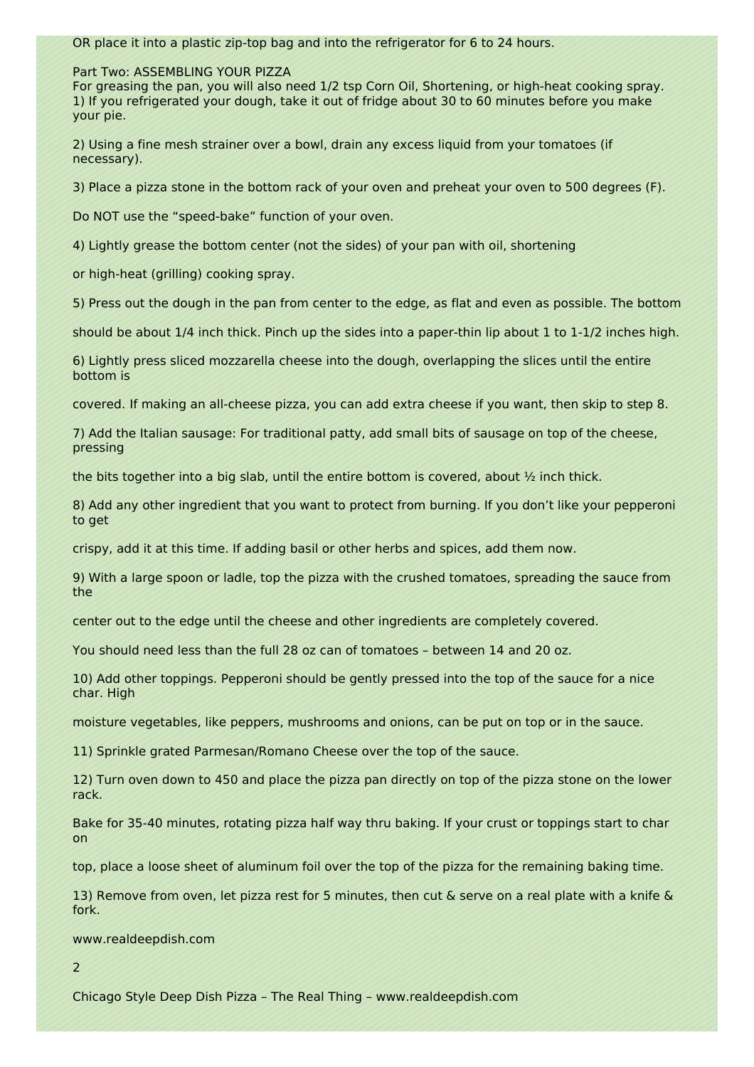OR place it into a plastic zip-top bag and into the refrigerator for 6 to 24 hours.

## Part Two: ASSEMBLING YOUR PIZZA

For greasing the pan, you will also need 1/2 tsp Corn Oil, Shortening, or high-heat cooking spray.

1) If you refrigerated your dough, take it out of fridge about 30 to 60 minutes before you make your pie.

2) Using a fine mesh strainer over a bowl, drain any excess liquid from your tomatoes (if necessary).

3) Place a pizza stone in the bottom rack of your oven and preheat your oven to 500 degrees (F).

Do NOT use the "speed-bake" function of your oven.

4) Lightly grease the bottom center (not the sides) of your pan with oil, shortening or high-heat (grilling) cooking spray.

5) Press out the dough in the pan from center to the edge, as flat and even as possible. The bottom should be about 1/4 inch thick. Pinch up the sides into a paper-thin lip about 1 to 1-1/2 inches high.

6) Lightly press sliced mozzarella cheese into the dough, overlapping the slices until the entire bottom is covered. If making an all-cheese pizza, you can add extra cheese if you want, then skip to step 8.

7) Add the Italian sausage: For traditional patty, add small bits of sausage on top of the cheese, pressing the bits together into a big slab, until the entire bottom is covered, about ½ inch thick.

8) Add any other ingredient that you want to protect from burning. If you don't like your pepperoni to get crispy, add it at this time. If adding basil or other herbs and spices, add them now.

9) With a large spoon or ladle, top the pizza with the crushed tomatoes, spreading the sauce from the center out to the edge until the cheese and other ingredients are completely covered.

You should need less than the full 28 oz can of tomatoes – between 14 and 20 oz.

10) Add other toppings. Pepperoni should be gently pressed into the top of the sauce for a nice char. High moisture vegetables, like peppers, mushrooms and onions, can be put on top or in the sauce.

11) Sprinkle grated Parmesan/Romano Cheese over the top of the sauce.

12) Turn oven down to 450 and place the pizza pan directly on top of the pizza stone on the lower rack.

Bake for 35-40 minutes, rotating pizza half way thru baking. If your crust or toppings start to char on top, place a loose sheet of aluminum foil over the top of the pizza for the remaining baking time.

13) Remove from oven, let pizza rest for 5 minutes, then cut & serve on a real plate with a knife & fork.

www.realdeepdish.com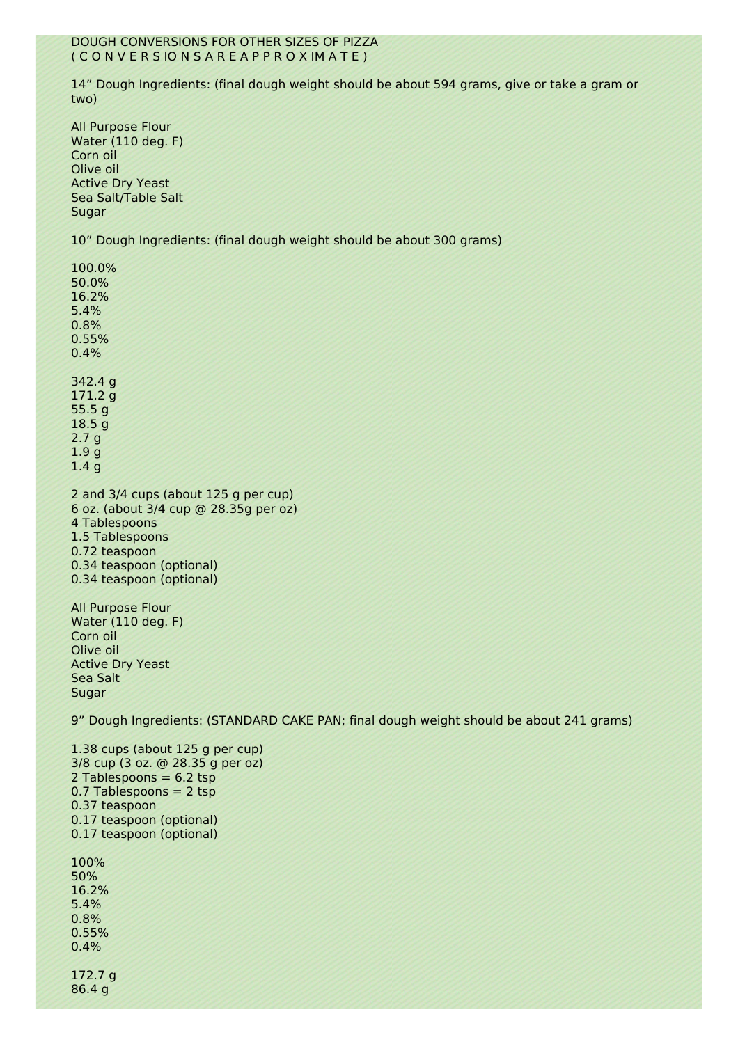DOUGH CONVERSIONS FOR OTHER SIZES OF PIZZA
( C O N V E R S IO N S A R E A P P R O X IM A T E )

14" Dough Ingredients: (final dough weight should be about 594 grams, give or take a gram or two)

All Purpose Flour
Water (110 deg. F)
Corn oil
Olive oil
Active Dry Yeast
Sea Salt/Table Salt
Sugar

10" Dough Ingredients: (final dough weight should be about 300 grams)

100.0%
50.0%
16.2%
5.4%
0.8%
0.55%
0.4%

342.4 g
171.2 g
55.5 g
18.5 g
2.7 g
1.9 g
1.4 g

2 and 3/4 cups (about 125 g per cup)
6 oz. (about 3/4 cup @ 28.35g per oz)
4 Tablespoons
1.5 Tablespoons
0.72 teaspoon
0.34 teaspoon (optional)
0.34 teaspoon (optional)

All Purpose Flour
Water (110 deg. F)
Corn oil
Olive oil
Active Dry Yeast
Sea Salt
Sugar

9" Dough Ingredients: (STANDARD CAKE PAN; final dough weight should be about 241 grams)

1.38 cups (about 125 g per cup)
3/8 cup (3 oz. @ 28.35 g per oz)
2 Tablespoons = 6.2 tsp
0.7 Tablespoons = 2 tsp
0.37 teaspoon
0.17 teaspoon (optional)
0.17 teaspoon (optional)

100%
50%
16.2%
5.4%
0.8%
0.55%
0.4%

172.7 g
86.4 g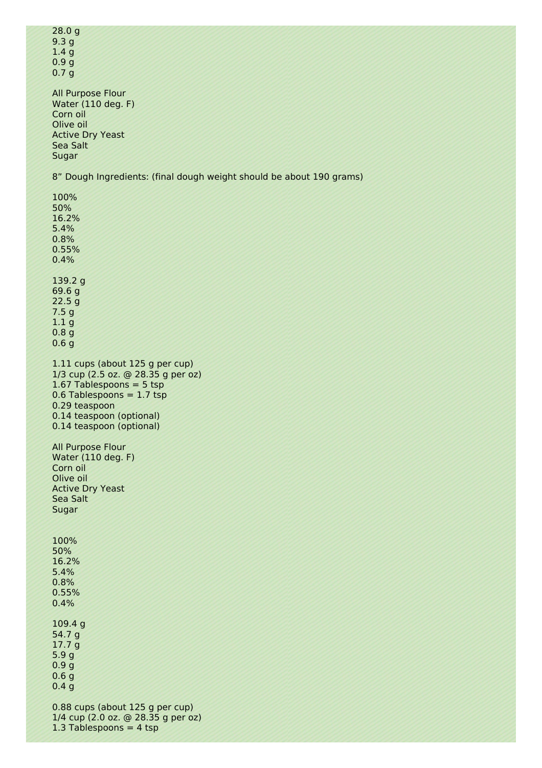28.0 g
9.3 g
1.4 g
0.9 g
0.7 g

All Purpose Flour
Water (110 deg. F)
Corn oil
Olive oil
Active Dry Yeast
Sea Salt
Sugar

8" Dough Ingredients: (final dough weight should be about 190 grams)

100%
50%
16.2%
5.4%
0.8%
0.55%
0.4%

139.2 g
69.6 g
22.5 g
7.5 g
1.1 g
0.8 g
0.6 g

1.11 cups (about 125 g per cup)
1/3 cup (2.5 oz. @ 28.35 g per oz)
1.67 Tablespoons = 5 tsp
0.6 Tablespoons = 1.7 tsp
0.29 teaspoon
0.14 teaspoon (optional)
0.14 teaspoon (optional)

All Purpose Flour
Water (110 deg. F)
Corn oil
Olive oil
Active Dry Yeast
Sea Salt
Sugar

100%
50%
16.2%
5.4%
0.8%
0.55%
0.4%

109.4 g
54.7 g
17.7 g
5.9 g
0.9 g
0.6 g
0.4 g

0.88 cups (about 125 g per cup)
1/4 cup (2.0 oz. @ 28.35 g per oz)
1.3 Tablespoons = 4 tsp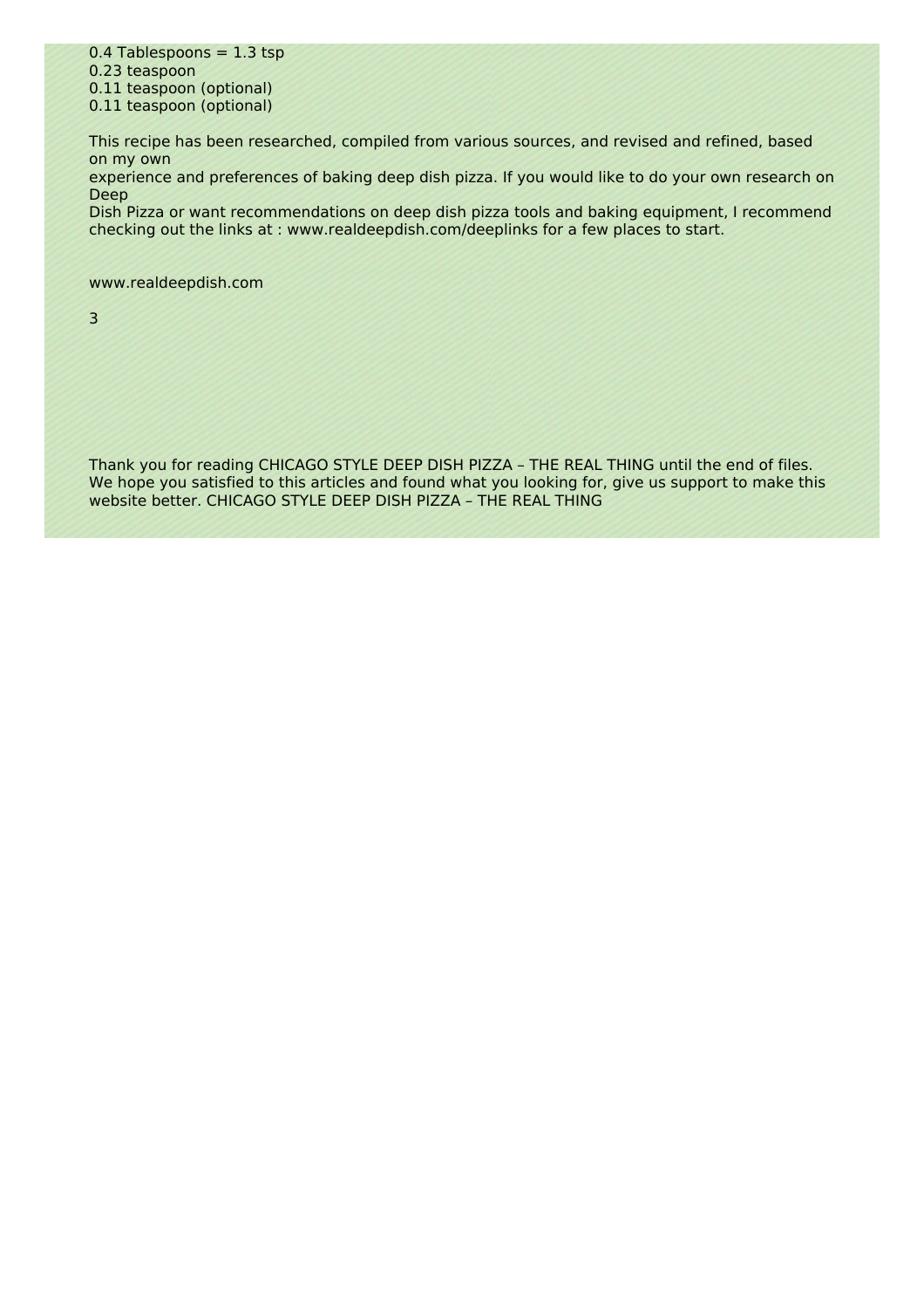0.4 Tablespoons = 1.3 tsp
0.23 teaspoon
0.11 teaspoon (optional)
0.11 teaspoon (optional)

This recipe has been researched, compiled from various sources, and revised and refined, based on my own experience and preferences of baking deep dish pizza. If you would like to do your own research on Deep Dish Pizza or want recommendations on deep dish pizza tools and baking equipment, I recommend checking out the links at : www.realdeepdish.com/deeplinks for a few places to start.

www.realdeepdish.com

Thank you for reading CHICAGO STYLE DEEP DISH PIZZA – THE REAL THING until the end of files. We hope you satisfied to this articles and found what you looking for, give us support to make this website better. CHICAGO STYLE DEEP DISH PIZZA – THE REAL THING